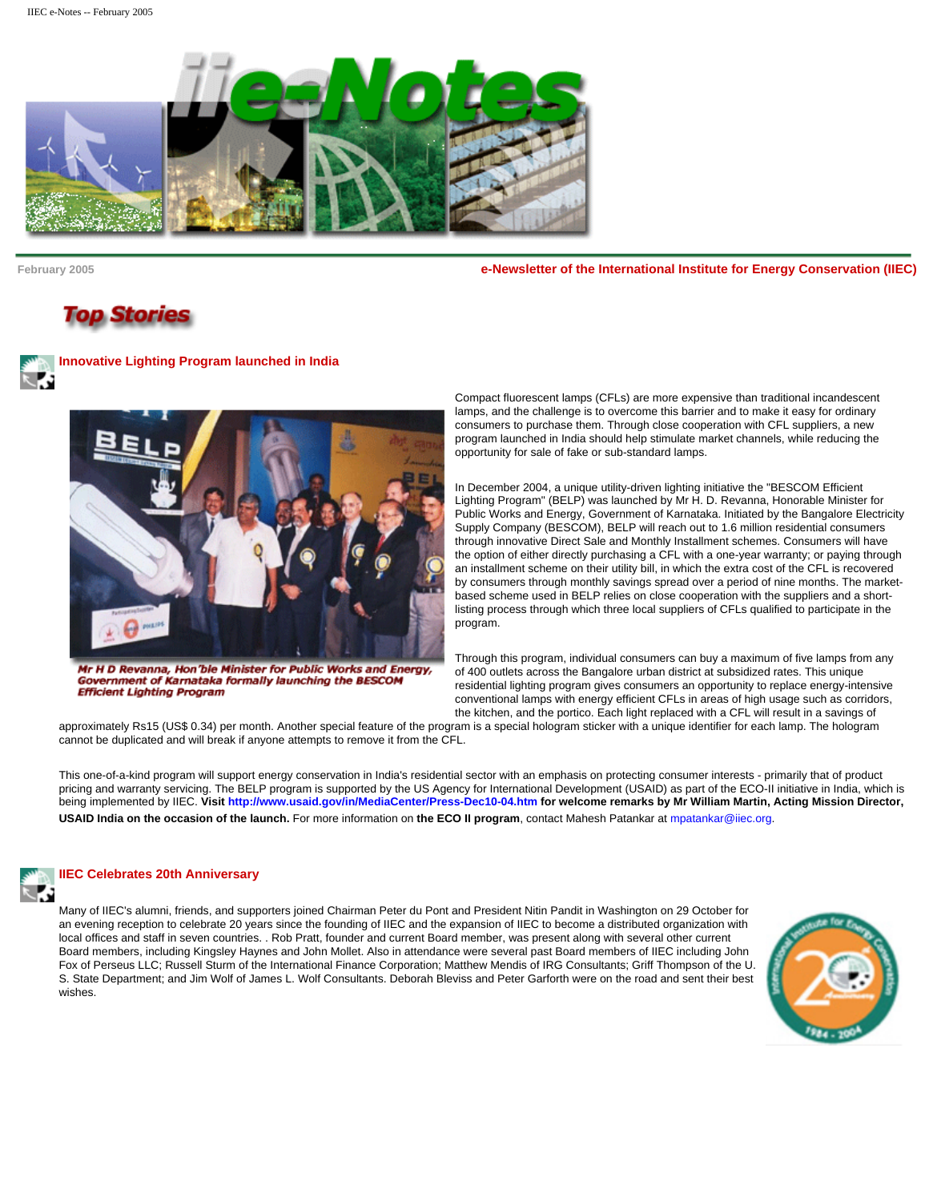February 2005

**e-Newsletter of the International Institute for Energy Conservation (IIEC)**

# Top Stories

## Innovative Lighting Program launched in India

*Mr H D Revanna, Hon'ble Minister for Public Works and Energy, Government of Karnataka formally launching the BESCOM Efficient Lighting Program*

Compact fluorescent lamps (CFLs) are more expensive than traditional incandescent lamps, and the challenge is to overcome this barrier and to make it easy for ordinary consumers to purchase them. Through close cooperation with CFL suppliers, a new program launched in India should help stimulate market channels, while reducing the opportunity for sale of fake or sub-standard lamps.

In December 2004, a unique utility-driven lighting initiative the "BESCOM Efficient Lighting Program" (BELP) was launched by Mr H. D. Revanna, Honorable Minister for Public Works and Energy, Government of Karnataka. Initiated by the Bangalore Electricity Supply Company (BESCOM), BELP will reach out to 1.6 million residential consumers through innovative Direct Sale and Monthly Installment schemes. Consumers will have the option of either directly purchasing a CFL with a one-year warranty; or paying through an installment scheme on their utility bill, in which the extra cost of the CFL is recovered by consumers through monthly savings spread over a period of nine months. The market-based scheme used in BELP relies on close cooperation with the suppliers and a short-listing process through which three local suppliers of CFLs qualified to participate in the program.

Through this program, individual consumers can buy a maximum of five lamps from any of 400 outlets across the Bangalore urban district at subsidized rates. This unique residential lighting program gives consumers an opportunity to replace energy-intensive conventional lamps with energy efficient CFLs in areas of high usage such as corridors, the kitchen, and the portico. Each light replaced with a CFL will result in a savings of approximately Rs15 (US$ 0.34) per month. Another special feature of the program is a special hologram sticker with a unique identifier for each lamp. The hologram cannot be duplicated and will break if anyone attempts to remove it from the CFL.

This one-of-a-kind program will support energy conservation in India's residential sector with an emphasis on protecting consumer interests - primarily that of product pricing and warranty servicing. The BELP program is supported by the US Agency for International Development (USAID) as part of the ECO-II initiative in India, which is being implemented by IIEC. **Visit http://www.usaid.gov/in/MediaCenter/Press-Dec10-04.htm for welcome remarks by Mr William Martin, Acting Mission Director, USAID India on the occasion of the launch.** For more information on **the ECO II program**, contact Mahesh Patankar at mpatankar@iiec.org.

## IIEC Celebrates 20th Anniversary

Many of IIEC's alumni, friends, and supporters joined Chairman Peter du Pont and President Nitin Pandit in Washington on 29 October for an evening reception to celebrate 20 years since the founding of IIEC and the expansion of IIEC to become a distributed organization with local offices and staff in seven countries. . Rob Pratt, founder and current Board member, was present along with several other current Board members, including Kingsley Haynes and John Mollet. Also in attendance were several past Board members of IIEC including John Fox of Perseus LLC; Russell Sturm of the International Finance Corporation; Matthew Mendis of IRG Consultants; Griff Thompson of the U. S. State Department; and Jim Wolf of James L. Wolf Consultants. Deborah Bleviss and Peter Garforth were on the road and sent their best wishes.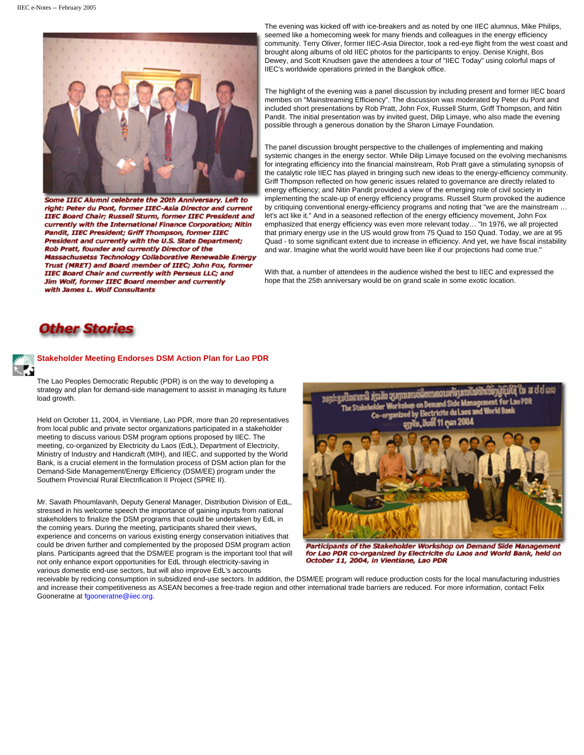*Some IIEC Alumni celebrate the 20th Anniversary. Left to right: Peter du Pont, former IIEC-Asia Director and current IIEC Board Chair; Russell Sturm, former IIEC President and currently with the International Finance Corporation; Nitin Pandit, IIEC President; Griff Thompson, former IIEC President and currently with the U.S. State Department; Rob Pratt, founder and currently Director of the Massachusetts Technology Collaborative Renewable Energy Trust (MRET) and Board member of IIEC; John Fox, former IIEC Board Chair and currently with Perseus LLC; and Jim Wolf, former IIEC Board member and currently with James L. Wolf Consultants*

The evening was kicked off with ice-breakers and as noted by one IIEC alumnus, Mike Philips, seemed like a homecoming week for many friends and colleagues in the energy efficiency community. Terry Oliver, former IIEC-Asia Director, took a red-eye flight from the west coast and brought along albums of old IIEC photos for the participants to enjoy. Denise Knight, Bos Dewey, and Scott Knudsen gave the attendees a tour of "IIEC Today" using colorful maps of IIEC's worldwide operations printed in the Bangkok office.

The highlight of the evening was a panel discussion by including present and former IIEC board membes on "Mainstreaming Efficiency". The discussion was moderated by Peter du Pont and included short presentations by Rob Pratt, John Fox, Russell Sturm, Griff Thompson, and Nitin Pandit. The initial presentation was by invited guest, Dilip Limaye, who also made the evening possible through a generous donation by the Sharon Limaye Foundation.

The panel discussion brought perspective to the challenges of implementing and making systemic changes in the energy sector. While Dilip Limaye focused on the evolving mechanisms for integrating efficiency into the financial mainstream, Rob Pratt gave a stimulating synopsis of the catalytic role IIEC has played in bringing such new ideas to the energy-efficiency community. Griff Thompson reflected on how generic issues related to governance are directly related to energy efficiency; and Nitin Pandit provided a view of the emerging role of civil society in implementing the scale-up of energy efficiency programs. Russell Sturm provoked the audience by critiquing conventional energy-efficiency programs and noting that "we are the mainstream … let's act like it." And in a seasoned reflection of the energy efficiency movement, John Fox emphasized that energy efficiency was even more relevant today… "In 1976, we all projected that primary energy use in the US would grow from 75 Quad to 150 Quad. Today, we are at 95 Quad - to some significant extent due to increase in efficiency. And yet, we have fiscal instability and war. Imagine what the world would have been like if our projections had come true."

With that, a number of attendees in the audience wished the best to IIEC and expressed the hope that the 25th anniversary would be on grand scale in some exotic location.

## Other Stories

### Stakeholder Meeting Endorses DSM Action Plan for Lao PDR

The Lao Peoples Democratic Republic (PDR) is on the way to developing a strategy and plan for demand-side management to assist in managing its future load growth.

Held on October 11, 2004, in Vientiane, Lao PDR, more than 20 representatives from local public and private sector organizations participated in a stakeholder meeting to discuss various DSM program options proposed by IIEC. The meeting, co-organized by Electricity du Laos (EdL), Department of Electricity, Ministry of Industry and Handicraft (MIH), and IIEC, and supported by the World Bank, is a crucial element in the formulation process of DSM action plan for the Demand-Side Management/Energy Efficiency (DSM/EE) program under the Southern Provincial Rural Electrification II Project (SPRE II).

*Participants of the Stakeholder Workshop on Demand Side Management for Lao PDR co-organized by Electricite du Laos and World Bank, held on October 11, 2004, in Vientiane, Lao PDR*

Mr. Savath Phoumlavanh, Deputy General Manager, Distribution Division of EdL, stressed in his welcome speech the importance of gaining inputs from national stakeholders to finalize the DSM programs that could be undertaken by EdL in the coming years. During the meeting, participants shared their views, experience and concerns on various existing energy conservation initiatives that could be driven further and complemented by the proposed DSM program action plans. Participants agreed that the DSM/EE program is the important tool that will not only enhance export opportunities for EdL through electricity-saving in various domestic end-use sectors, but will also improve EdL's accounts receivable by redicing consumption in subsidized end-use sectors. In addition, the DSM/EE program will reduce production costs for the local manufacturing industries and increase their competitiveness as ASEAN becomes a free-trade region and other international trade barriers are reduced. For more information, contact Felix Gooneratne at fgooneratne@iiec.org.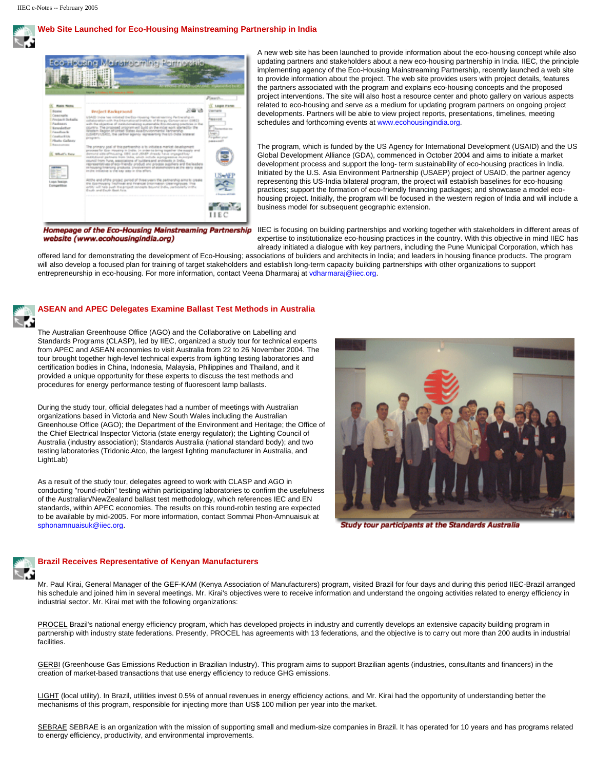## Web Site Launched for Eco-Housing Mainstreaming Partnership in India

*Homepage of the Eco-Housing Mainstreaming Partnership website (www.ecohousingindia.org)*

A new web site has been launched to provide information about the eco-housing concept while also updating partners and stakeholders about a new eco-housing partnership in India. IIEC, the principle implementing agency of the Eco-Housing Mainstreaming Partnership, recently launched a web site to provide information about the project. The web site provides users with project details, features the partners associated with the program and explains eco-housing concepts and the proposed project interventions. The site will also host a resource center and photo gallery on various aspects related to eco-housing and serve as a medium for updating project partners on ongoing project developments. Partners will be able to view project reports, presentations, timelines, meeting schedules and forthcoming events at www.ecohousingindia.org.

The program, which is funded by the US Agency for International Development (USAID) and the US Global Development Alliance (GDA), commenced in October 2004 and aims to initiate a market development process and support the long- term sustainability of eco-housing practices in India. Initiated by the U.S. Asia Environment Partnership (USAEP) project of USAID, the partner agency representing this US-India bilateral program, the project will establish baselines for eco-housing practices; support the formation of eco-friendly financing packages; and showcase a model eco-housing project. Initially, the program will be focused in the western region of India and will include a business model for subsequent geographic extension.

IIEC is focusing on building partnerships and working together with stakeholders in different areas of expertise to institutionalize eco-housing practices in the country. With this objective in mind IIEC has already initiated a dialogue with key partners, including the Pune Municipal Corporation, which has offered land for demonstrating the development of Eco-Housing; associations of builders and architects in India; and leaders in housing finance products. The program will also develop a focused plan for training of target stakeholders and establish long-term capacity building partnerships with other organizations to support entrepreneurship in eco-housing. For more information, contact Veena Dharmaraj at vdharmaraj@iiec.org.

## ASEAN and APEC Delegates Examine Ballast Test Methods in Australia

The Australian Greenhouse Office (AGO) and the Collaborative on Labelling and Standards Programs (CLASP), led by IIEC, organized a study tour for technical experts from APEC and ASEAN economies to visit Australia from 22 to 26 November 2004. The tour brought together high-level technical experts from lighting testing laboratories and certification bodies in China, Indonesia, Malaysia, Philippines and Thailand, and it provided a unique opportunity for these experts to discuss the test methods and procedures for energy performance testing of fluorescent lamp ballasts.

During the study tour, official delegates had a number of meetings with Australian organizations based in Victoria and New South Wales including the Australian Greenhouse Office (AGO); the Department of the Environment and Heritage; the Office of the Chief Electrical Inspector Victoria (state energy regulator); the Lighting Council of Australia (industry association); Standards Australia (national standard body); and two testing laboratories (Tridonic.Atco, the largest lighting manufacturer in Australia, and LightLab)

As a result of the study tour, delegates agreed to work with CLASP and AGO in conducting "round-robin" testing within participating laboratories to confirm the usefulness of the Australian/NewZealand ballast test methodology, which references IEC and EN standards, within APEC economies. The results on this round-robin testing are expected to be available by mid-2005. For more information, contact Sommai Phon-Amnuaisuk at sphonamnuaisuk@iiec.org.

*Study tour participants at the Standards Australia*

## Brazil Receives Representative of Kenyan Manufacturers

Mr. Paul Kirai, General Manager of the GEF-KAM (Kenya Association of Manufacturers) program, visited Brazil for four days and during this period IIEC-Brazil arranged his schedule and joined him in several meetings. Mr. Kirai's objectives were to receive information and understand the ongoing activities related to energy efficiency in industrial sector. Mr. Kirai met with the following organizations:

PROCEL Brazil's national energy efficiency program, which has developed projects in industry and currently develops an extensive capacity building program in partnership with industry state federations. Presently, PROCEL has agreements with 13 federations, and the objective is to carry out more than 200 audits in industrial facilities.

GERBI (Greenhouse Gas Emissions Reduction in Brazilian Industry). This program aims to support Brazilian agents (industries, consultants and financers) in the creation of market-based transactions that use energy efficiency to reduce GHG emissions.

LIGHT (local utility). In Brazil, utilities invest 0.5% of annual revenues in energy efficiency actions, and Mr. Kirai had the opportunity of understanding better the mechanisms of this program, responsible for injecting more than US$ 100 million per year into the market.

SEBRAE SEBRAE is an organization with the mission of supporting small and medium-size companies in Brazil. It has operated for 10 years and has programs related to energy efficiency, productivity, and environmental improvements.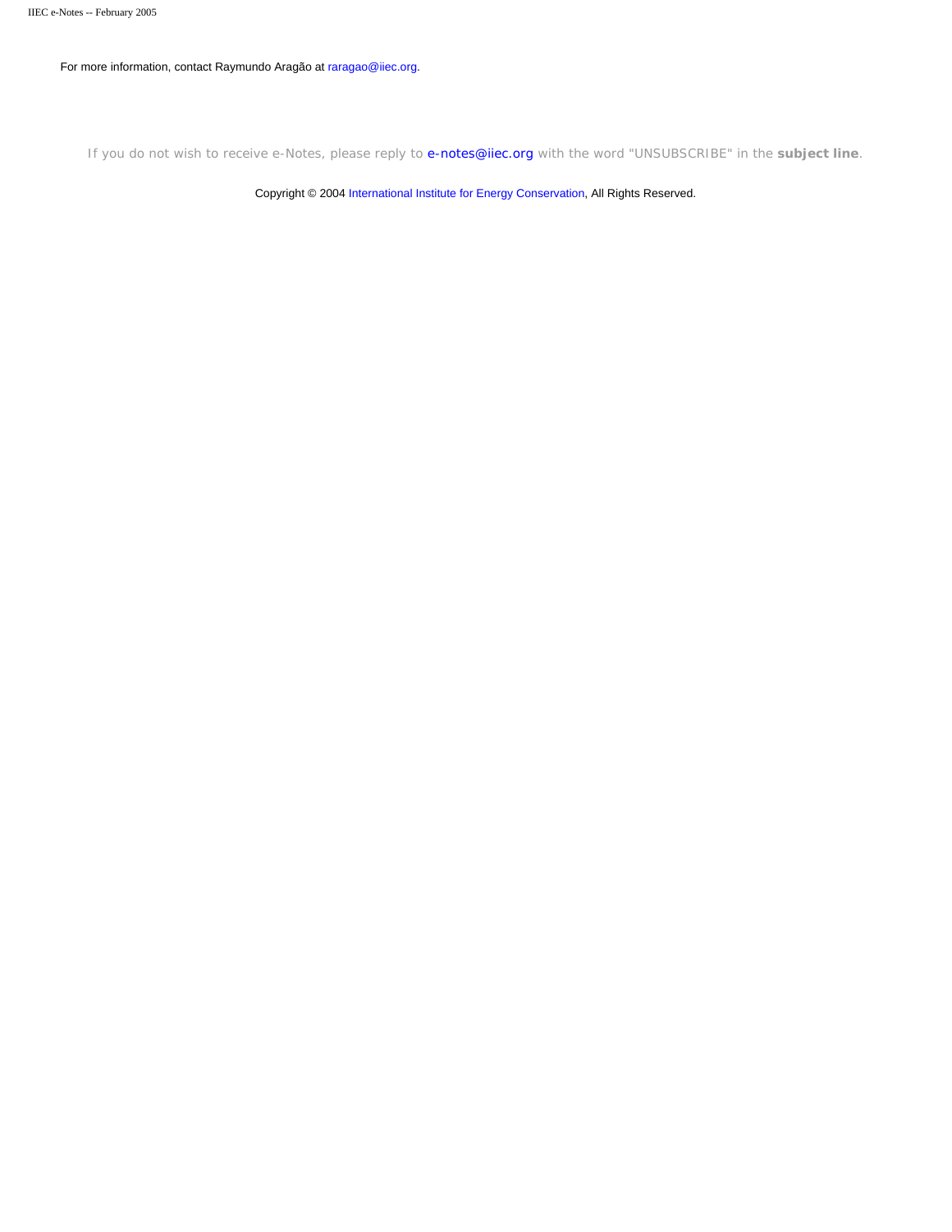For more information, contact Raymundo Aragão at raragao@iiec.org.

If you do not wish to receive e-Notes, please reply to e-notes@iiec.org with the word "UNSUBSCRIBE" in the **subject line**.

Copyright © 2004 International Institute for Energy Conservation, All Rights Reserved.